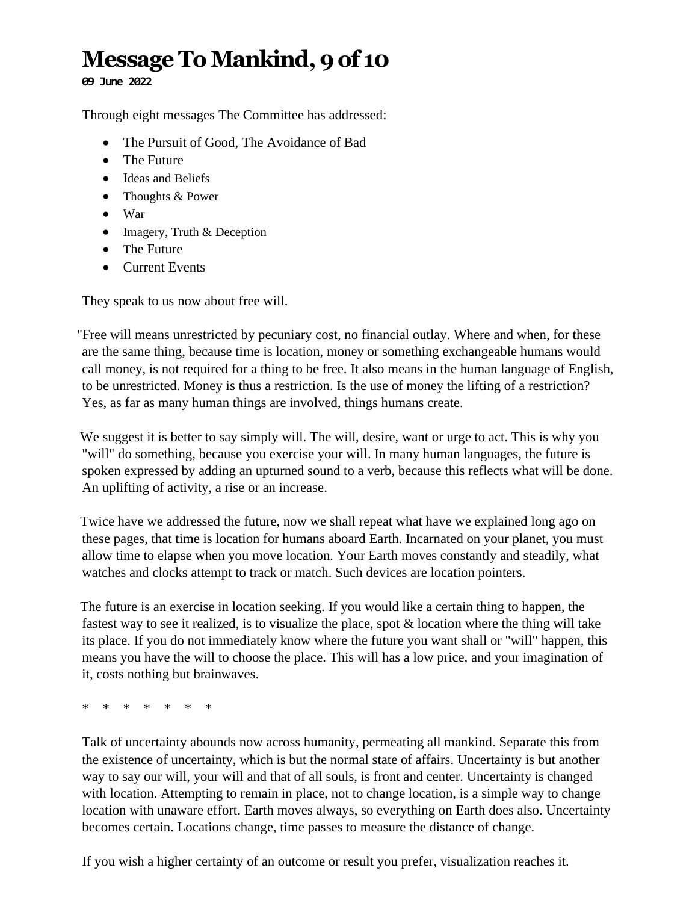# Message To Mankind, 9 of 10

**09 June 2022**

Through eight messages The Committee has addressed:

- The Pursuit of Good, The Avoidance of Bad
- The Future
- Ideas and Beliefs
- Thoughts & Power
- War
- Imagery, Truth & Deception
- The Future
- Current Events

They speak to us now about free will.

"Free will means unrestricted by pecuniary cost, no financial outlay. Where and when, for these are the same thing, because time is location, money or something exchangeable humans would call money, is not required for a thing to be free. It also means in the human language of English, to be unrestricted. Money is thus a restriction. Is the use of money the lifting of a restriction? Yes, as far as many human things are involved, things humans create.

We suggest it is better to say simply will. The will, desire, want or urge to act. This is why you "will" do something, because you exercise your will. In many human languages, the future is spoken expressed by adding an upturned sound to a verb, because this reflects what will be done. An uplifting of activity, a rise or an increase.

Twice have we addressed the future, now we shall repeat what have we explained long ago on these pages, that time is location for humans aboard Earth. Incarnated on your planet, you must allow time to elapse when you move location. Your Earth moves constantly and steadily, what watches and clocks attempt to track or match. Such devices are location pointers.

The future is an exercise in location seeking. If you would like a certain thing to happen, the fastest way to see it realized, is to visualize the place, spot & location where the thing will take its place. If you do not immediately know where the future you want shall or "will" happen, this means you have the will to choose the place. This will has a low price, and your imagination of it, costs nothing but brainwaves.

\* \* \* \* \* \* \*

Talk of uncertainty abounds now across humanity, permeating all mankind. Separate this from the existence of uncertainty, which is but the normal state of affairs. Uncertainty is but another way to say our will, your will and that of all souls, is front and center. Uncertainty is changed with location. Attempting to remain in place, not to change location, is a simple way to change location with unaware effort. Earth moves always, so everything on Earth does also. Uncertainty becomes certain. Locations change, time passes to measure the distance of change.

If you wish a higher certainty of an outcome or result you prefer, visualization reaches it.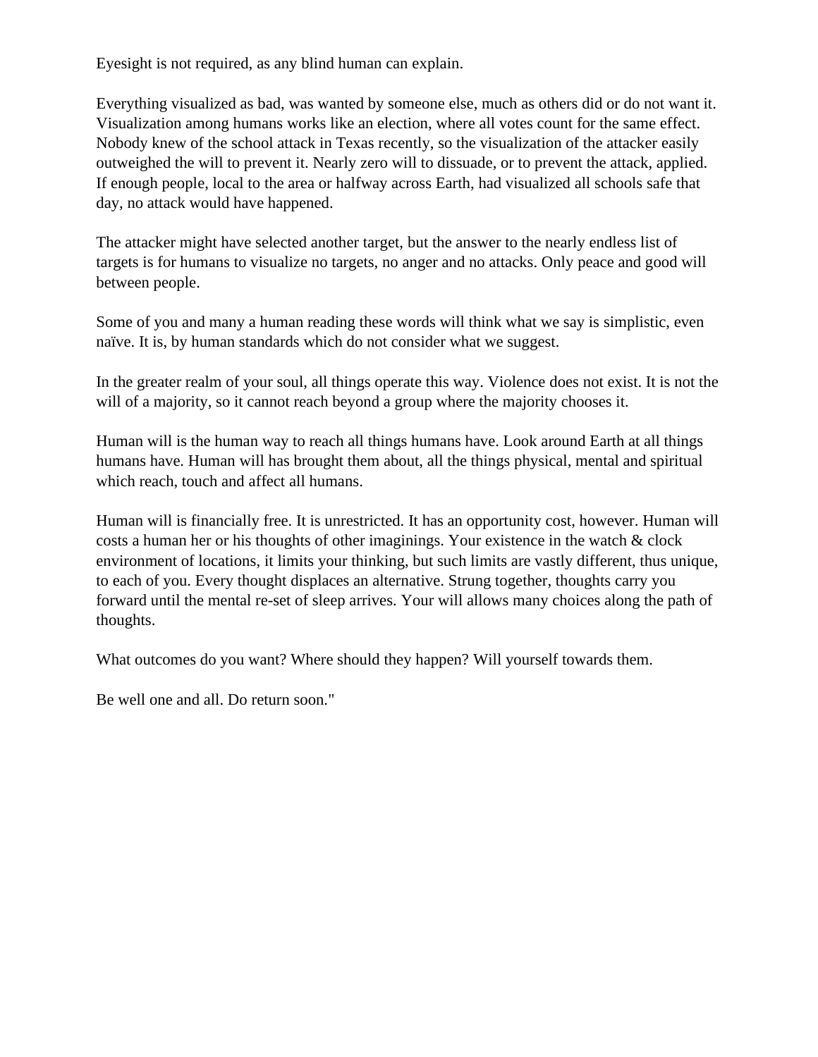Eyesight is not required, as any blind human can explain.

Everything visualized as bad, was wanted by someone else, much as others did or do not want it. Visualization among humans works like an election, where all votes count for the same effect. Nobody knew of the school attack in Texas recently, so the visualization of the attacker easily outweighed the will to prevent it. Nearly zero will to dissuade, or to prevent the attack, applied. If enough people, local to the area or halfway across Earth, had visualized all schools safe that day, no attack would have happened.

The attacker might have selected another target, but the answer to the nearly endless list of targets is for humans to visualize no targets, no anger and no attacks. Only peace and good will between people.

Some of you and many a human reading these words will think what we say is simplistic, even naïve. It is, by human standards which do not consider what we suggest.

In the greater realm of your soul, all things operate this way. Violence does not exist. It is not the will of a majority, so it cannot reach beyond a group where the majority chooses it.

Human will is the human way to reach all things humans have. Look around Earth at all things humans have. Human will has brought them about, all the things physical, mental and spiritual which reach, touch and affect all humans.

Human will is financially free. It is unrestricted. It has an opportunity cost, however. Human will costs a human her or his thoughts of other imaginings. Your existence in the watch & clock environment of locations, it limits your thinking, but such limits are vastly different, thus unique, to each of you. Every thought displaces an alternative. Strung together, thoughts carry you forward until the mental re-set of sleep arrives. Your will allows many choices along the path of thoughts.

What outcomes do you want? Where should they happen? Will yourself towards them.

Be well one and all. Do return soon."